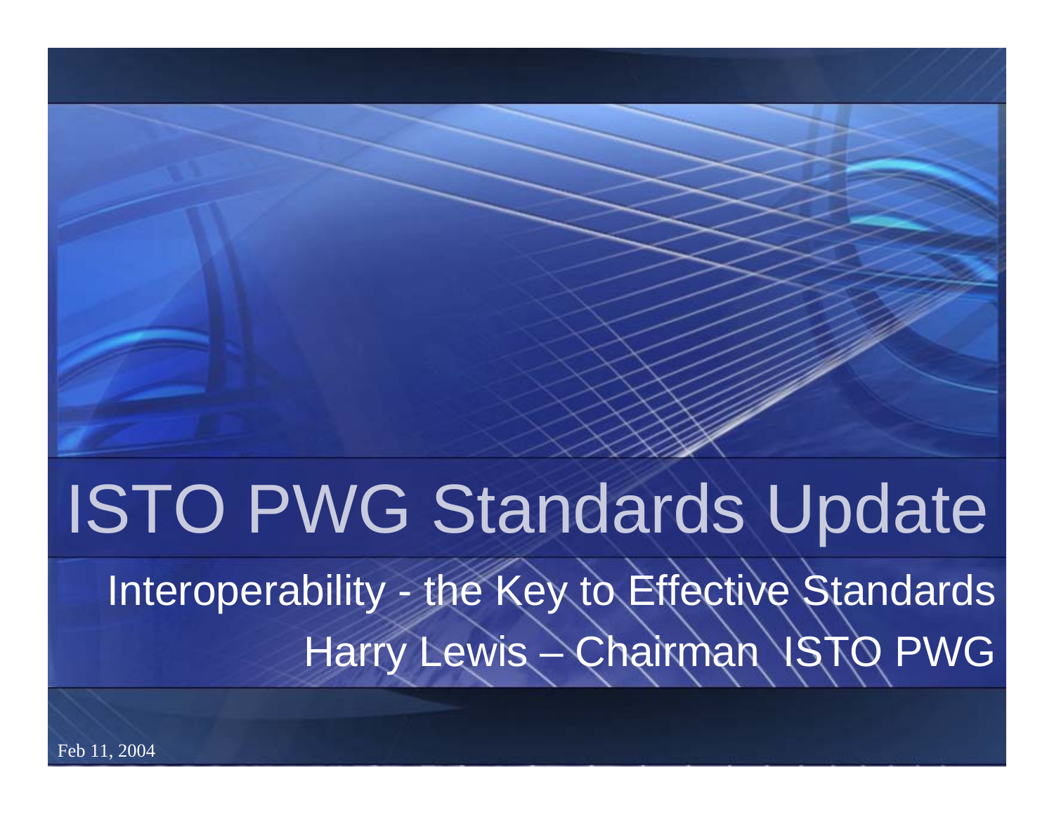# ISTO PWG Standards Update

Interoperability - the Key to Effective Standards

Harry Lewis – Chairman ISTO PWG

Feb 11, 2004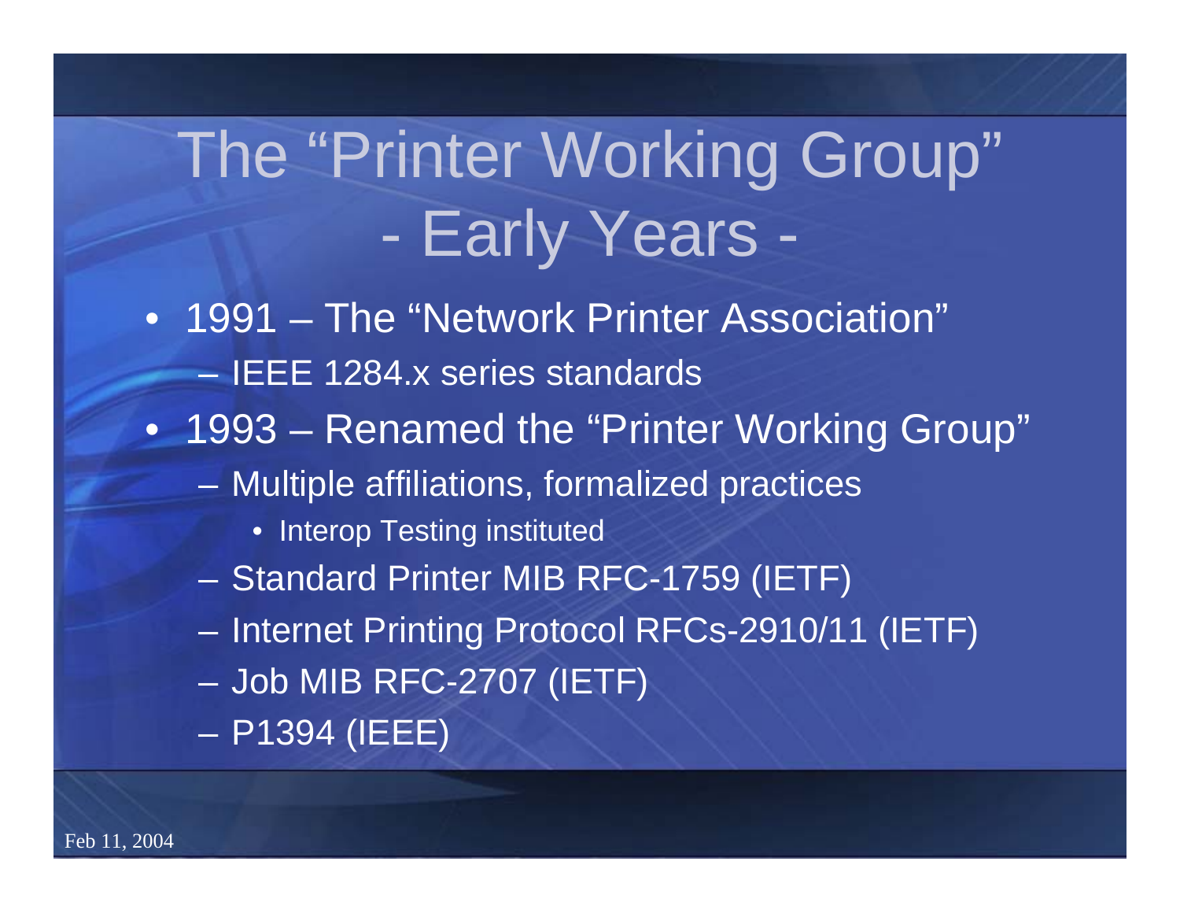# The "Printer Working Group" - Early Years -

- 1991 – The "Network Printer Association"
  - IEEE 1284.x series standards
- 1993 – Renamed the "Printer Working Group"
  - Multiple affiliations, formalized practices
    - Interop Testing instituted
  - Standard Printer MIB RFC-1759 (IETF)
  - Internet Printing Protocol RFCs-2910/11 (IETF)
  - Job MIB RFC-2707 (IETF)
  - P1394 (IEEE)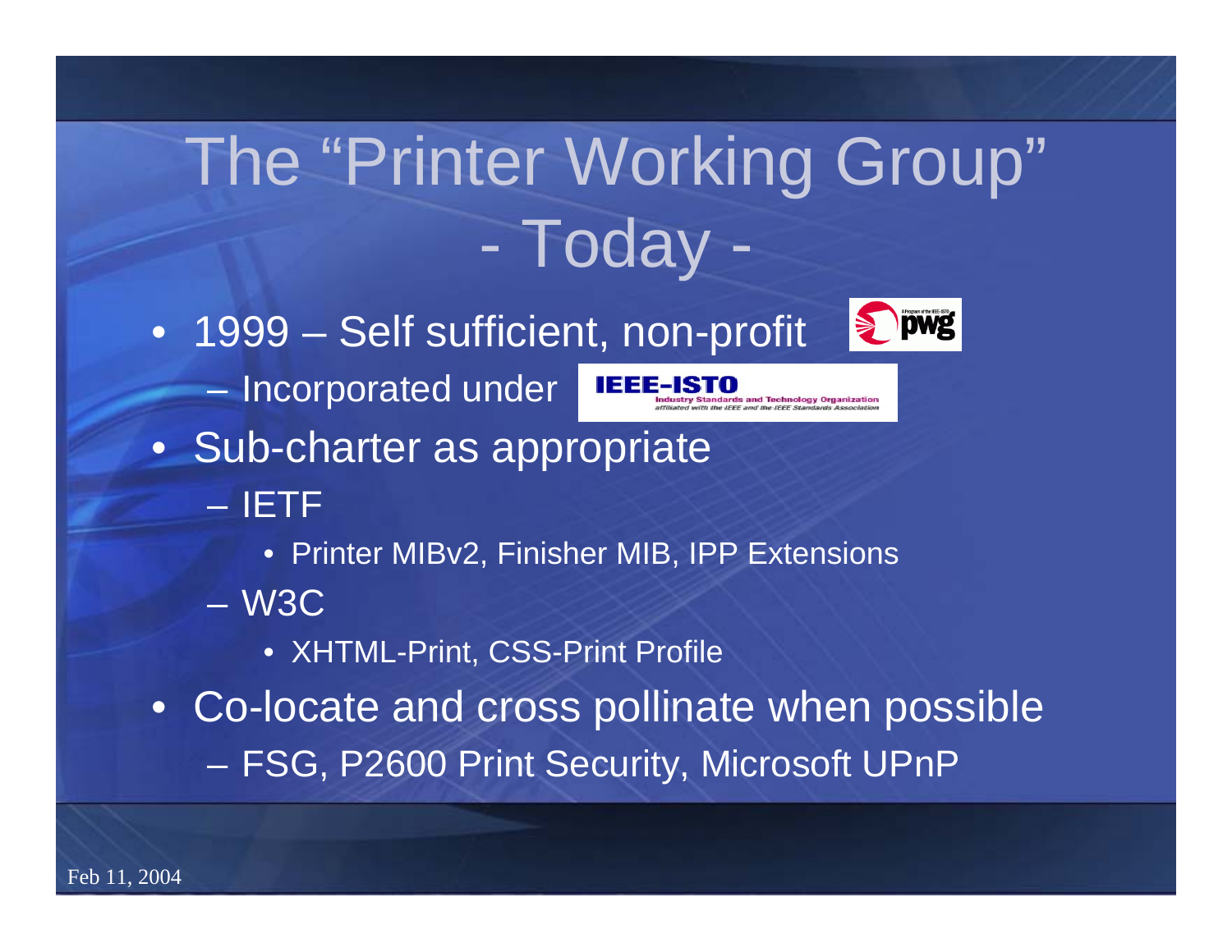# The "Printer Working Group" - Today -

- 1999 – Self sufficient, non-profit
  - Incorporated under IEEE-ISTO
- Sub-charter as appropriate
  - IETF
    - Printer MIBv2, Finisher MIB, IPP Extensions
  - W3C
    - XHTML-Print, CSS-Print Profile
- Co-locate and cross pollinate when possible
  - FSG, P2600 Print Security, Microsoft UPnP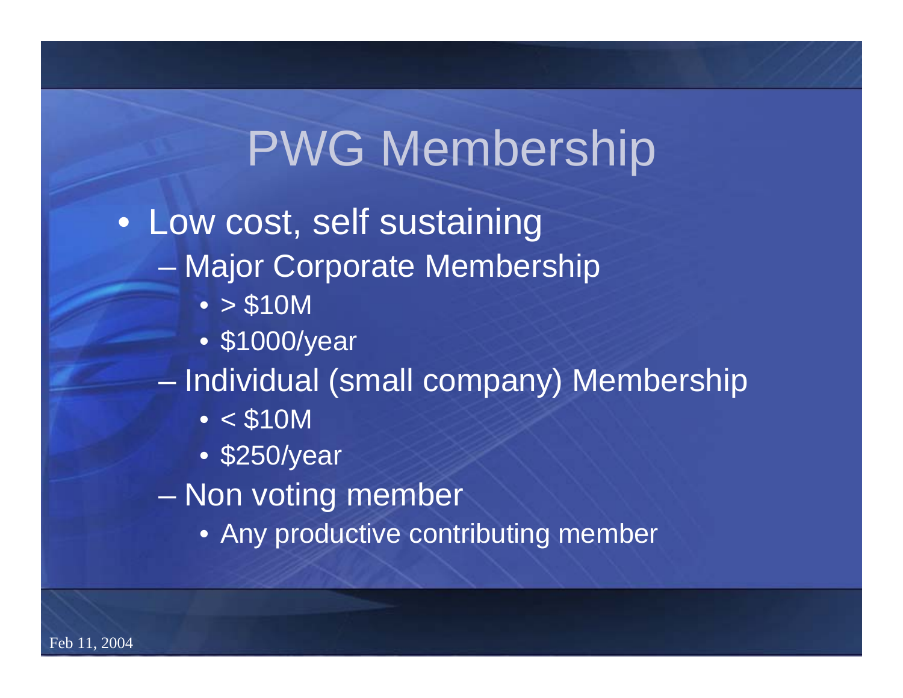# PWG Membership

- Low cost, self sustaining
  - Major Corporate Membership
    - > $10M
    - $1000/year
  - Individual (small company) Membership
    - < $10M
    - $250/year
  - Non voting member
    - Any productive contributing member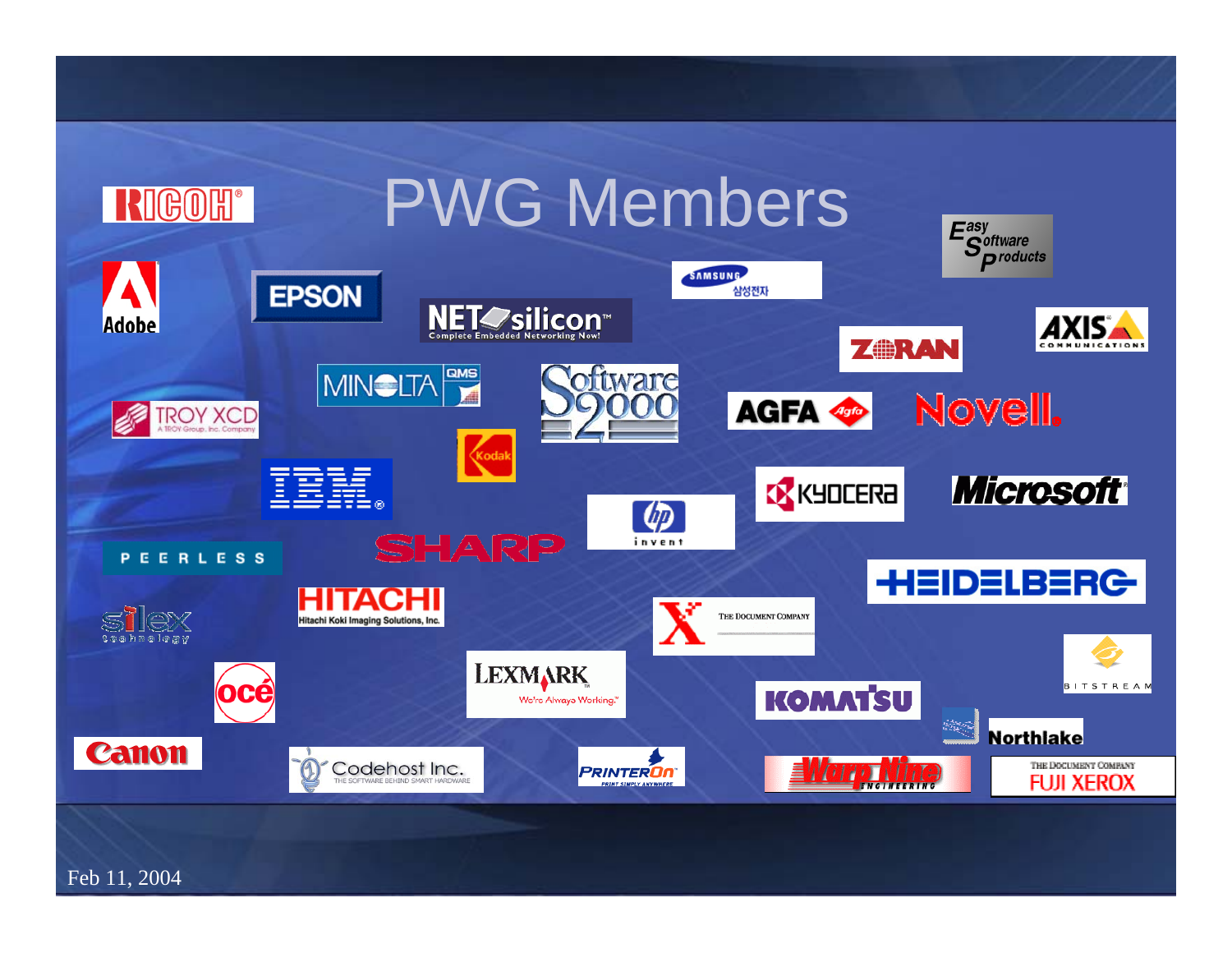# PWG Members

Ricoh, Adobe, Epson, NetSilicon, Samsung, Easy Software Products, Zoran, Axis Communications, Minolta QMS, Software 2000, Agfa, Novell, Troy XCD, Kodak, IBM, Kyocera, Microsoft, HP, Peerless, Sharp, Heidelberg, Silex Technology, Hitachi Koki Imaging Solutions, Inc., Xerox The Document Company, Bitstream, Océ, Lexmark, Komatsu, Northlake, Canon, Codehost Inc., PrinterOn, Warp Nine Engineering, Fuji Xerox

Feb 11, 2004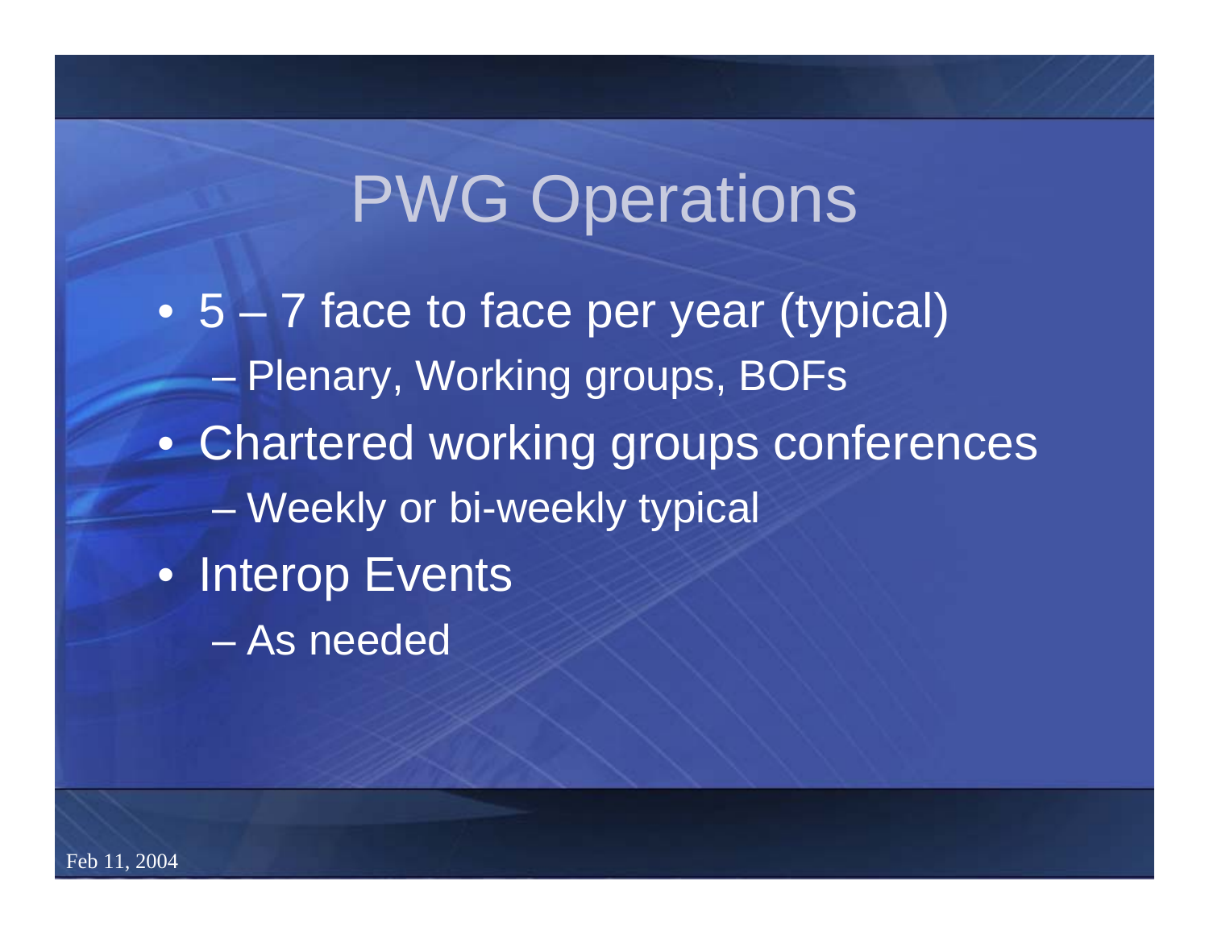# PWG Operations

- 5 – 7 face to face per year (typical)
  - Plenary, Working groups, BOFs
- Chartered working groups conferences
  - Weekly or bi-weekly typical
- Interop Events
  - As needed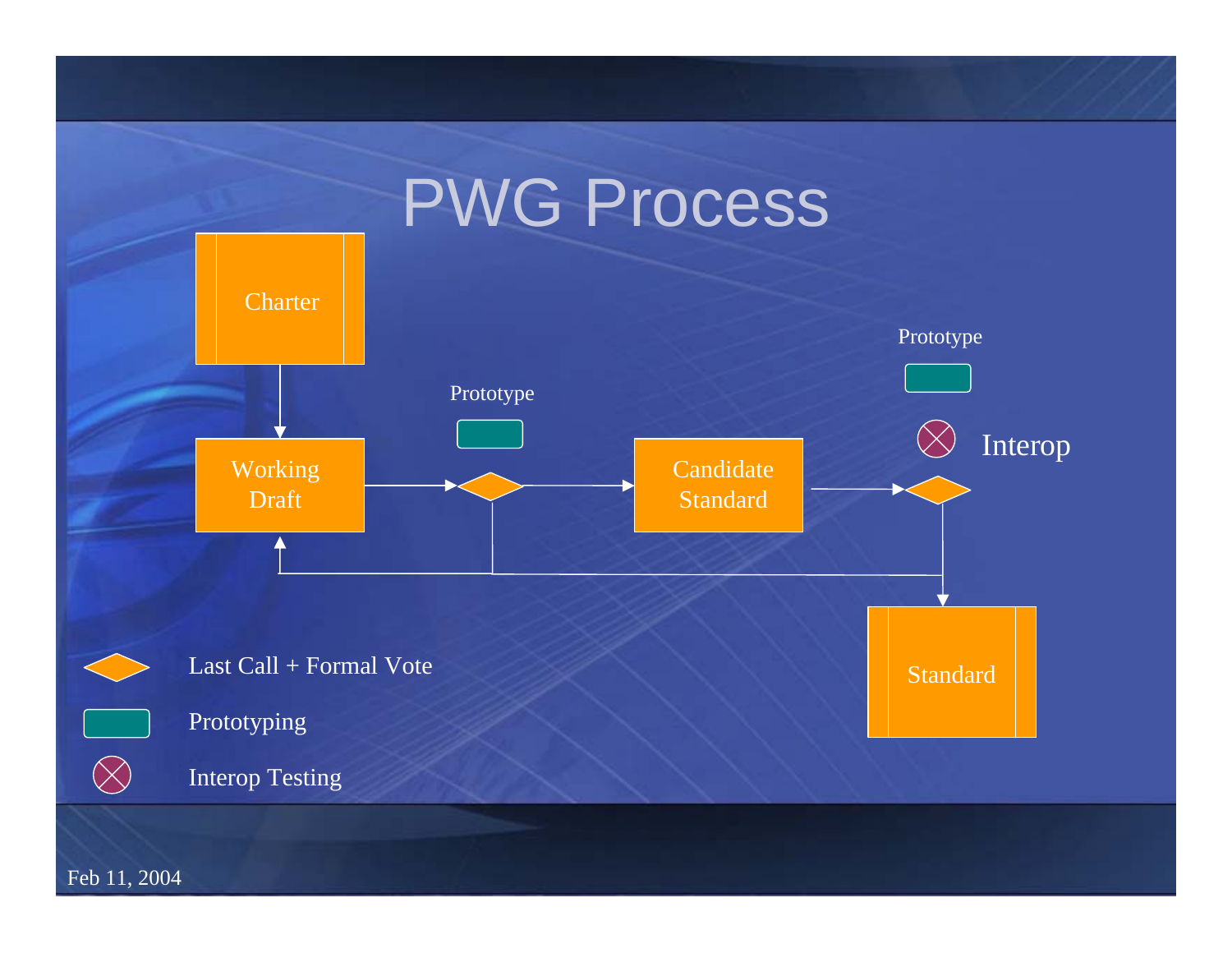# PWG Process

Charter

Working Draft

Prototype

Candidate Standard

Prototype

Interop

Standard

- Last Call + Formal Vote
- Prototyping
- Interop Testing

Feb 11, 2004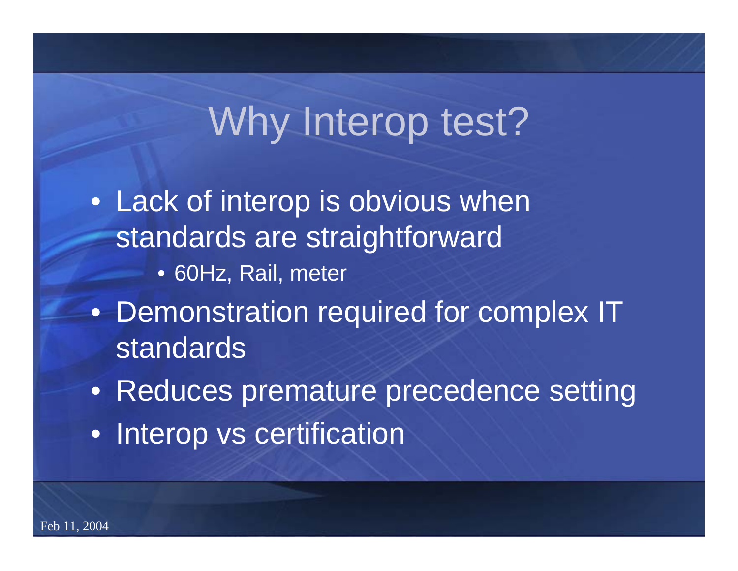# Why Interop test?

- Lack of interop is obvious when standards are straightforward
  - 60Hz, Rail, meter
- Demonstration required for complex IT standards
- Reduces premature precedence setting
- Interop vs certification

Feb 11, 2004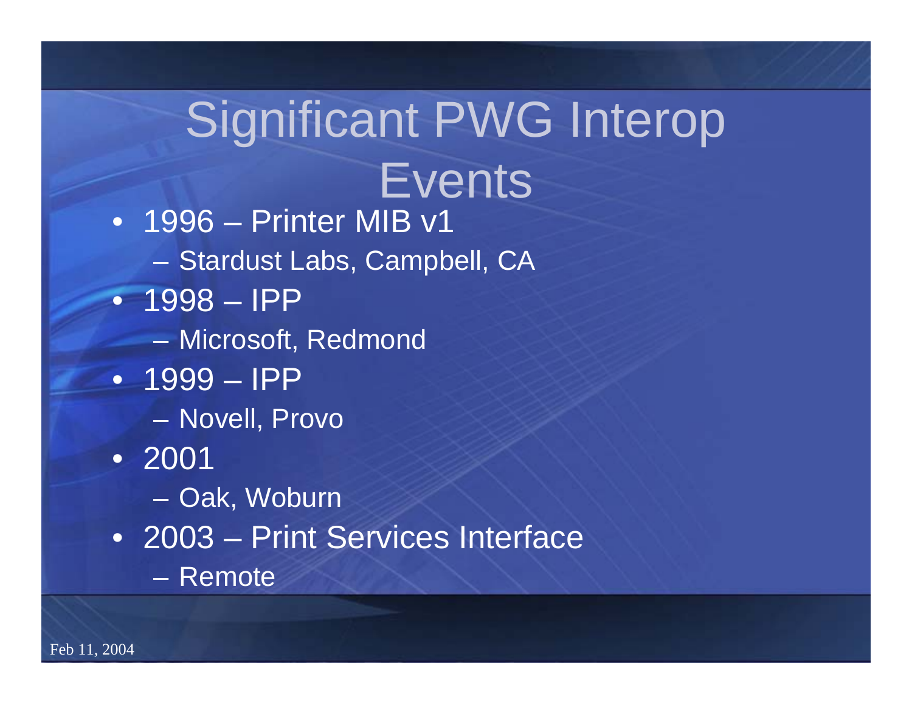# Significant PWG Interop Events

- 1996 – Printer MIB v1
  - Stardust Labs, Campbell, CA
- 1998 – IPP
  - Microsoft, Redmond
- 1999 – IPP
  - Novell, Provo
- 2001
  - Oak, Woburn
- 2003 – Print Services Interface
  - Remote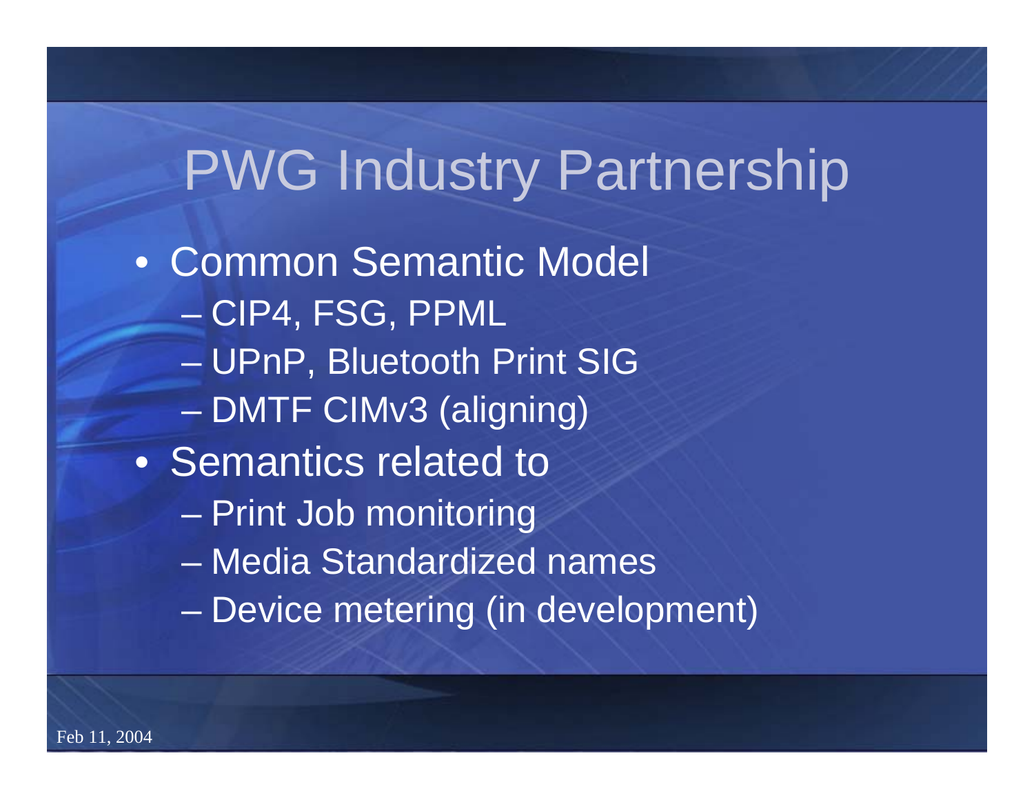# PWG Industry Partnership

- Common Semantic Model
  - CIP4, FSG, PPML
  - UPnP, Bluetooth Print SIG
  - DMTF CIMv3 (aligning)
- Semantics related to
  - Print Job monitoring
  - Media Standardized names
  - Device metering (in development)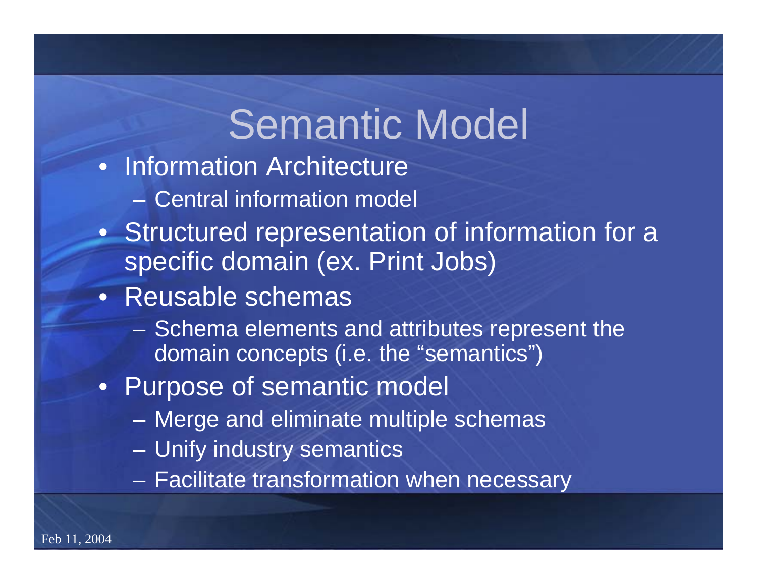# Semantic Model

- Information Architecture
  - Central information model
- Structured representation of information for a specific domain (ex. Print Jobs)
- Reusable schemas
  - Schema elements and attributes represent the domain concepts (i.e. the "semantics")
- Purpose of semantic model
  - Merge and eliminate multiple schemas
  - Unify industry semantics
  - Facilitate transformation when necessary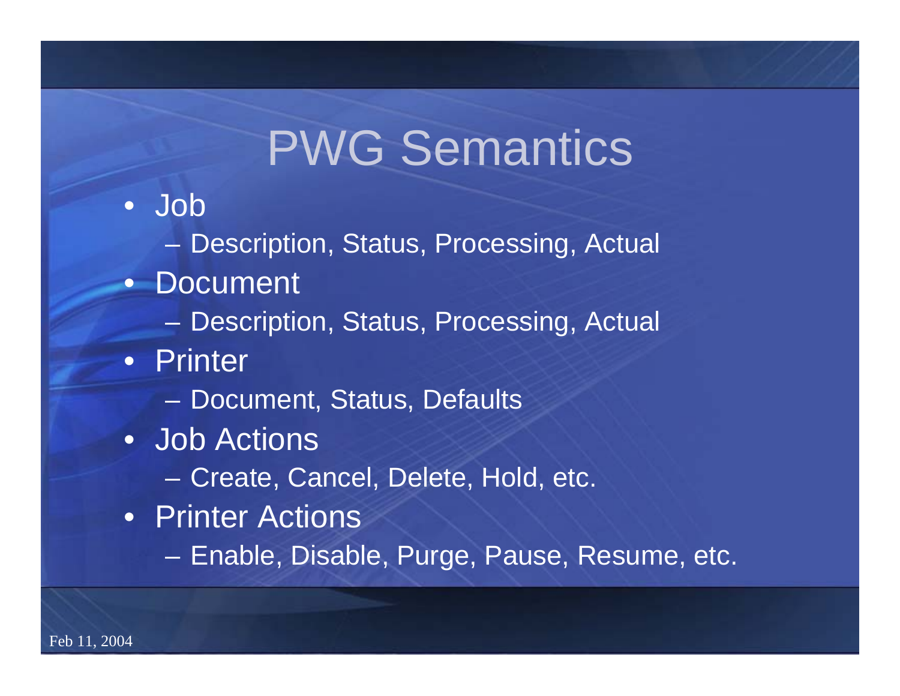# PWG Semantics

- Job
  - Description, Status, Processing, Actual
- Document
  - Description, Status, Processing, Actual
- Printer
  - Document, Status, Defaults
- Job Actions
  - Create, Cancel, Delete, Hold, etc.
- Printer Actions
  - Enable, Disable, Purge, Pause, Resume, etc.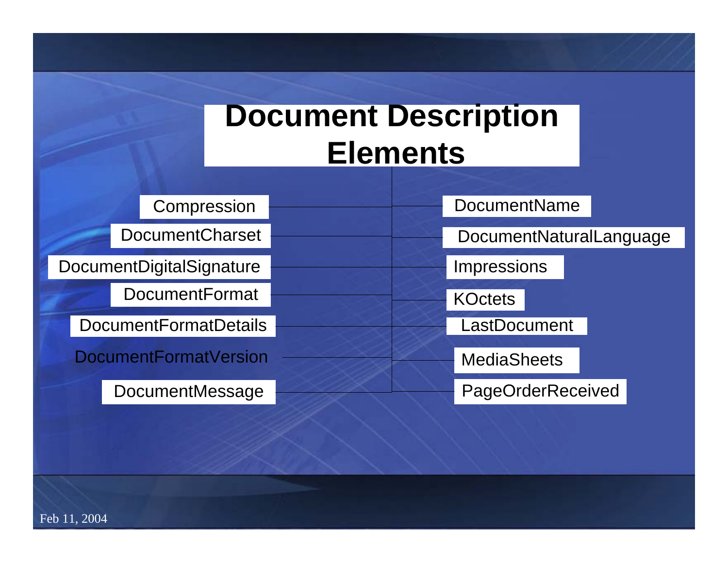# Document Description Elements

- Compression
- DocumentCharset
- DocumentDigitalSignature
- DocumentFormat
- DocumentFormatDetails
- DocumentFormatVersion
- DocumentMessage
- DocumentName
- DocumentNaturalLanguage
- Impressions
- KOctets
- LastDocument
- MediaSheets
- PageOrderReceived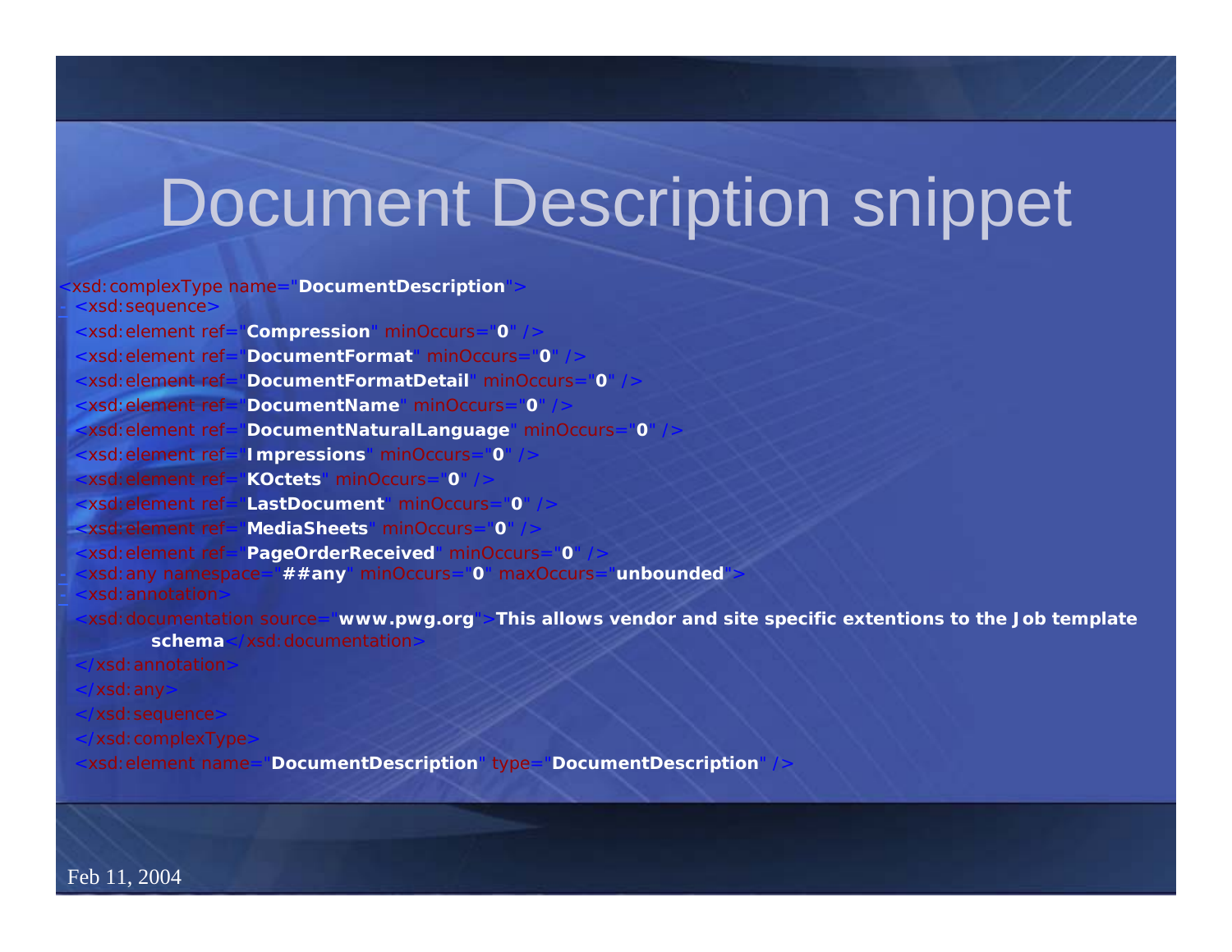# Document Description snippet

```xml
<xsd:complexType name="DocumentDescription">
- <xsd:sequence>
  <xsd:element ref="Compression" minOccurs="0" />
  <xsd:element ref="DocumentFormat" minOccurs="0" />
  <xsd:element ref="DocumentFormatDetail" minOccurs="0" />
  <xsd:element ref="DocumentName" minOccurs="0" />
  <xsd:element ref="DocumentNaturalLanguage" minOccurs="0" />
  <xsd:element ref="Impressions" minOccurs="0" />
  <xsd:element ref="KOctets" minOccurs="0" />
  <xsd:element ref="LastDocument" minOccurs="0" />
  <xsd:element ref="MediaSheets" minOccurs="0" />
  <xsd:element ref="PageOrderReceived" minOccurs="0" />
- <xsd:any namespace="##any" minOccurs="0" maxOccurs="unbounded">
- <xsd:annotation>
  <xsd:documentation source="www.pwg.org">This allows vendor and site specific extentions to the Job template
        schema</xsd:documentation>
  </xsd:annotation>
  </xsd:any>
  </xsd:sequence>
  </xsd:complexType>
  <xsd:element name="DocumentDescription" type="DocumentDescription" />
```

Feb 11, 2004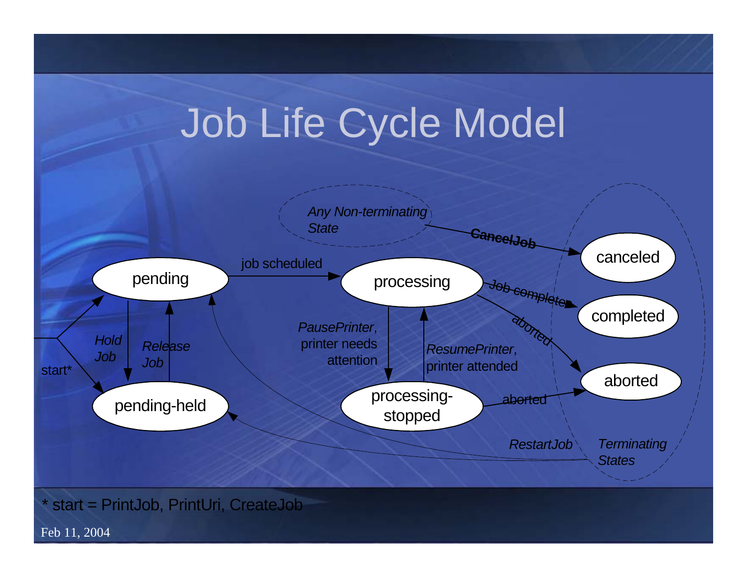# Job Life Cycle Model

Any Non-terminating State

CancelJob

canceled

pending

job scheduled

processing

Job completed

completed

aborted

start*

Hold Job

Release Job

PausePrinter, printer needs attention

ResumePrinter, printer attended

aborted

pending-held

processing-stopped

aborted

RestartJob

Terminating States

* start = PrintJob, PrintUri, CreateJob

Feb 11, 2004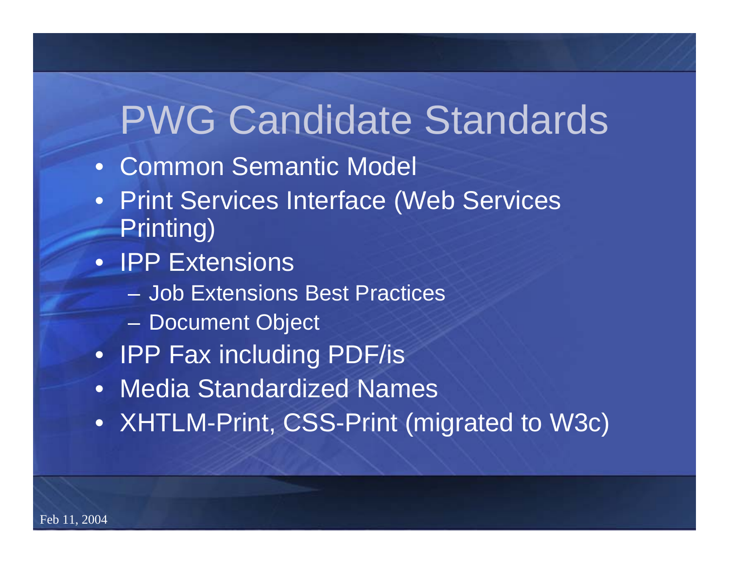# PWG Candidate Standards

- Common Semantic Model
- Print Services Interface (Web Services Printing)
- IPP Extensions
  - Job Extensions Best Practices
  - Document Object
- IPP Fax including PDF/is
- Media Standardized Names
- XHTLM-Print, CSS-Print (migrated to W3c)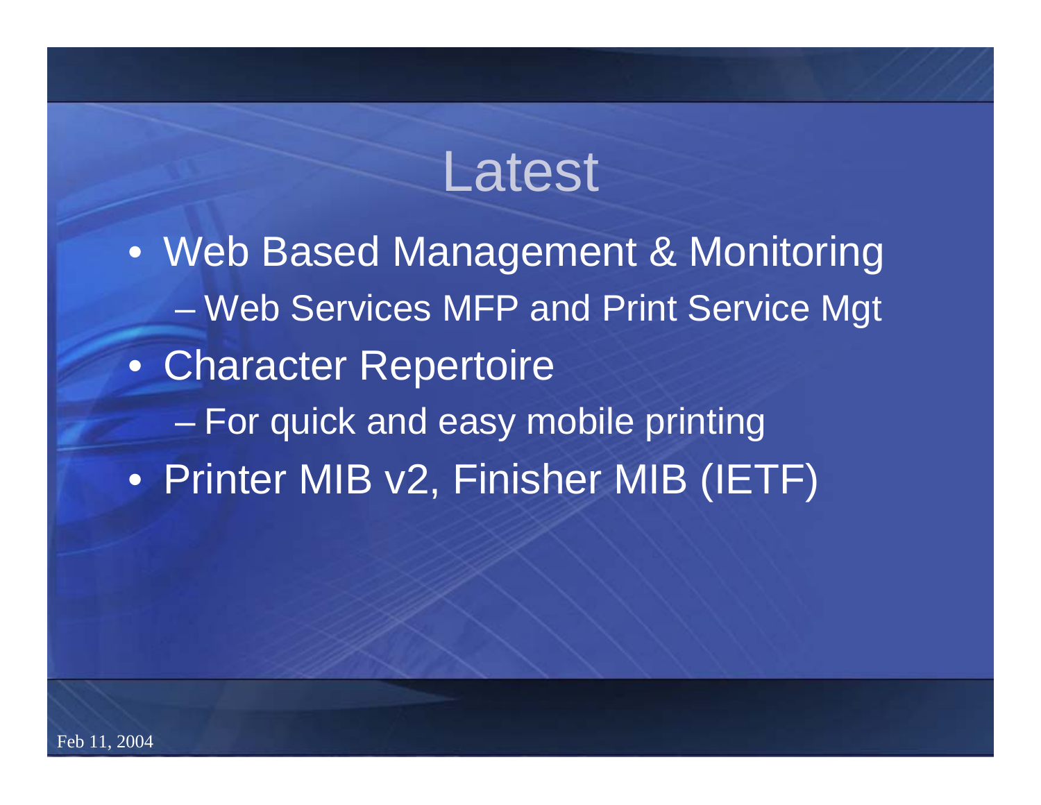# Latest

- Web Based Management & Monitoring
  - Web Services MFP and Print Service Mgt
- Character Repertoire
  - For quick and easy mobile printing
- Printer MIB v2, Finisher MIB (IETF)

Feb 11, 2004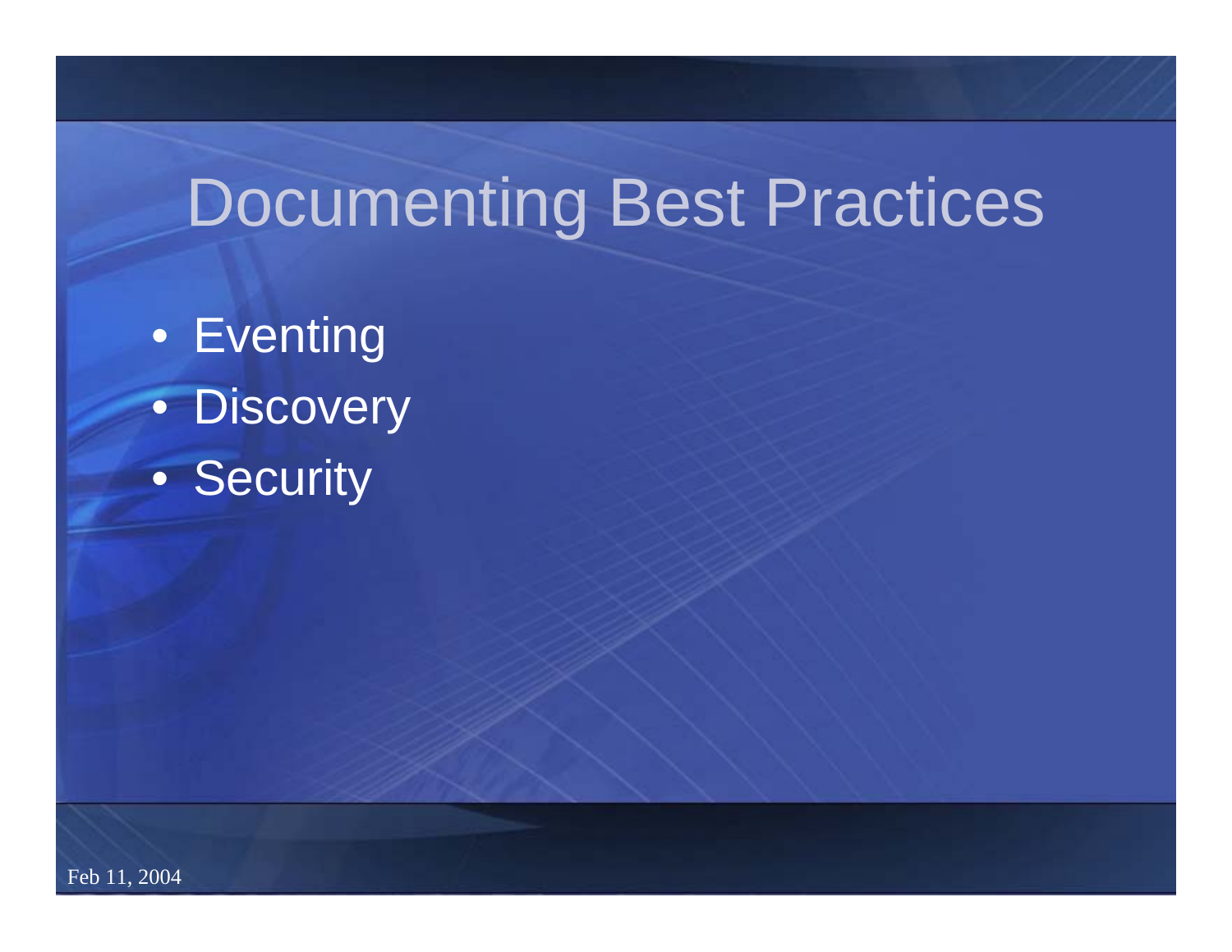# Documenting Best Practices

- Eventing
- Discovery
- Security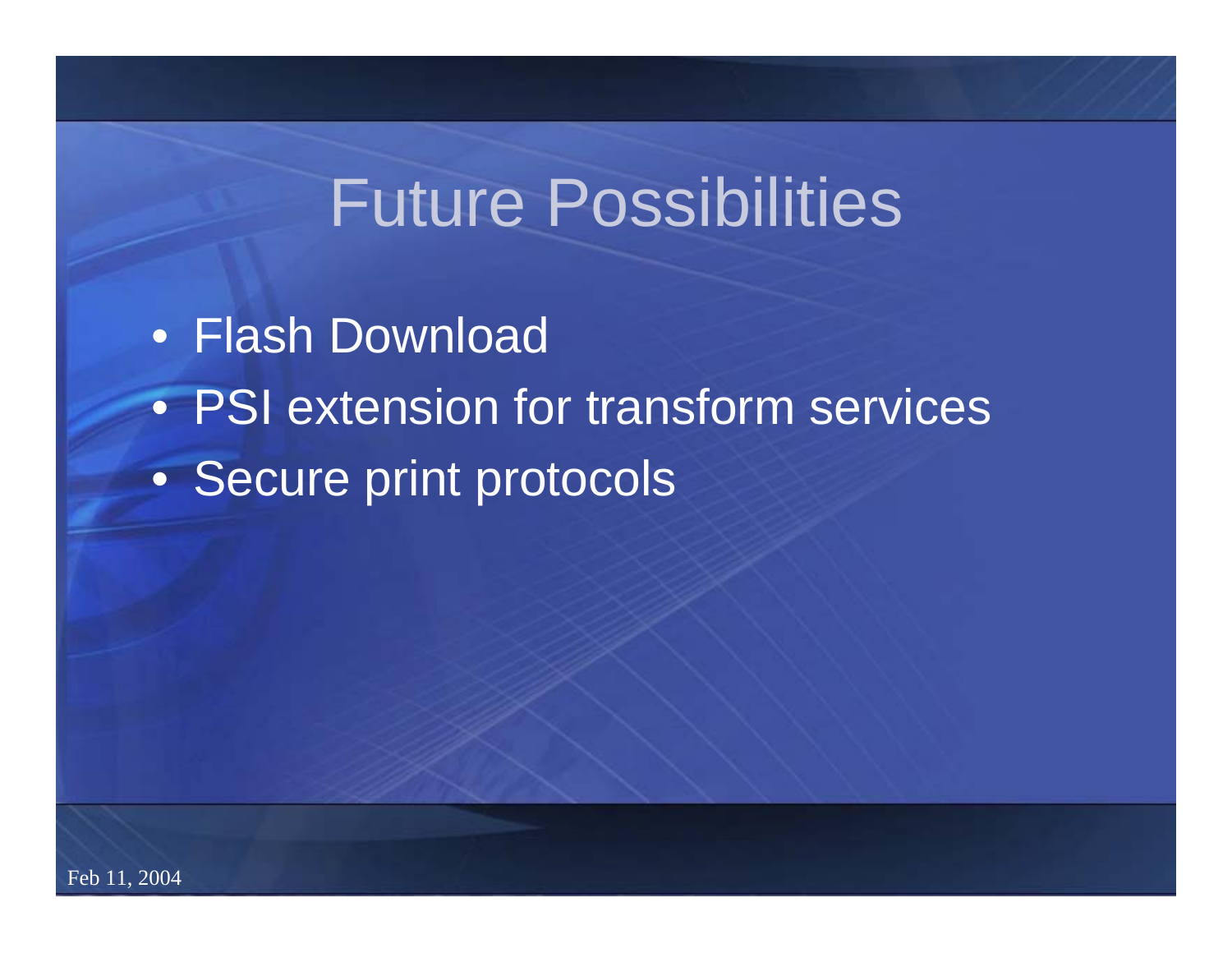# Future Possibilities

- Flash Download
- PSI extension for transform services
- Secure print protocols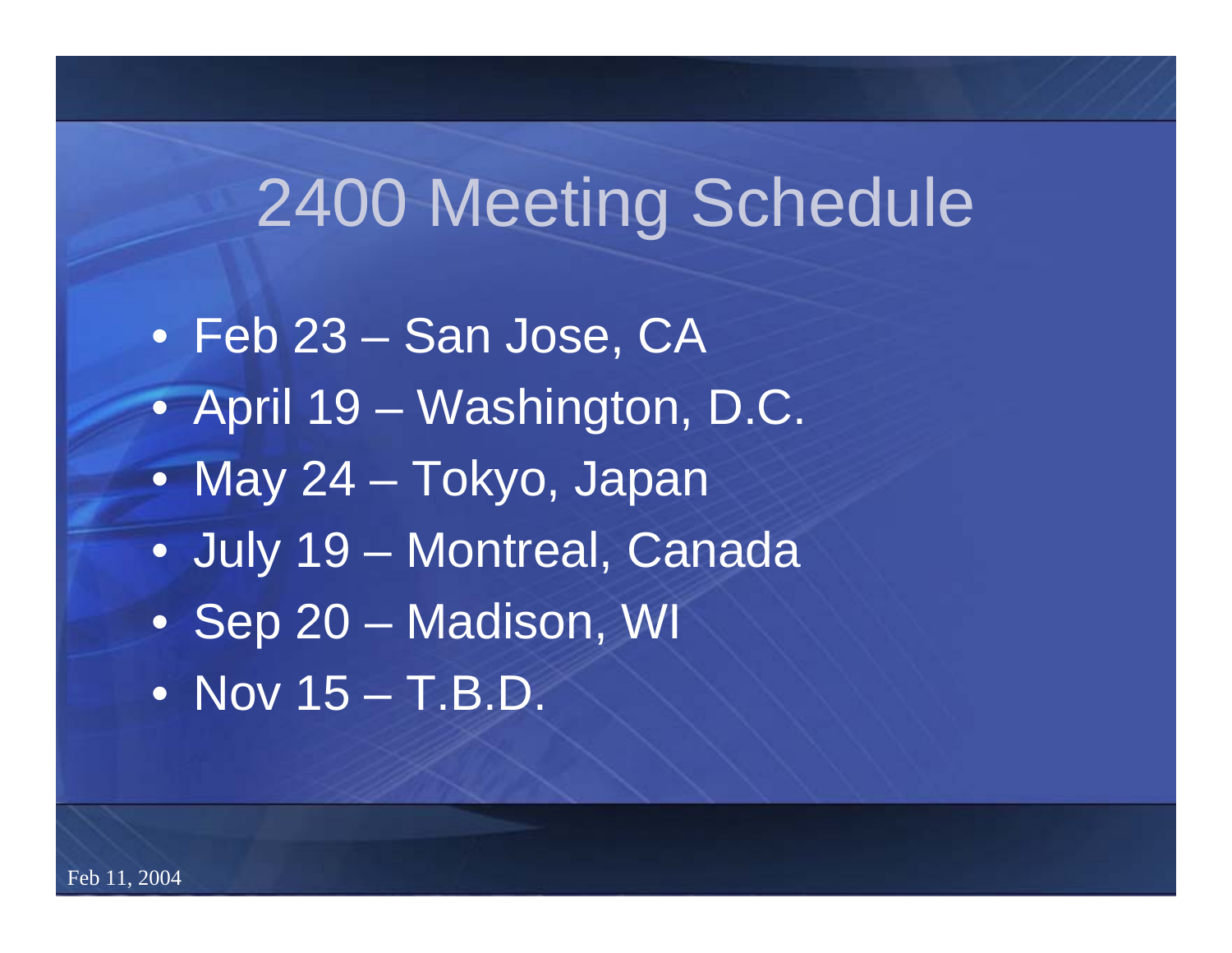# 2400 Meeting Schedule

- Feb 23 – San Jose, CA
- April 19 – Washington, D.C.
- May 24 – Tokyo, Japan
- July 19 – Montreal, Canada
- Sep 20 – Madison, WI
- Nov 15 – T.B.D.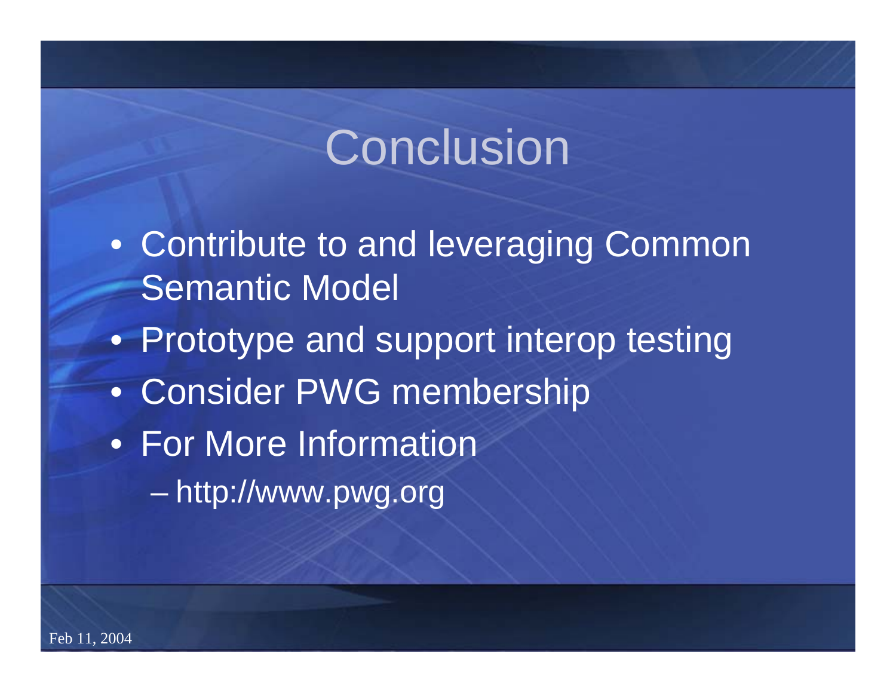# Conclusion

- Contribute to and leveraging Common Semantic Model
- Prototype and support interop testing
- Consider PWG membership
- For More Information
  - http://www.pwg.org